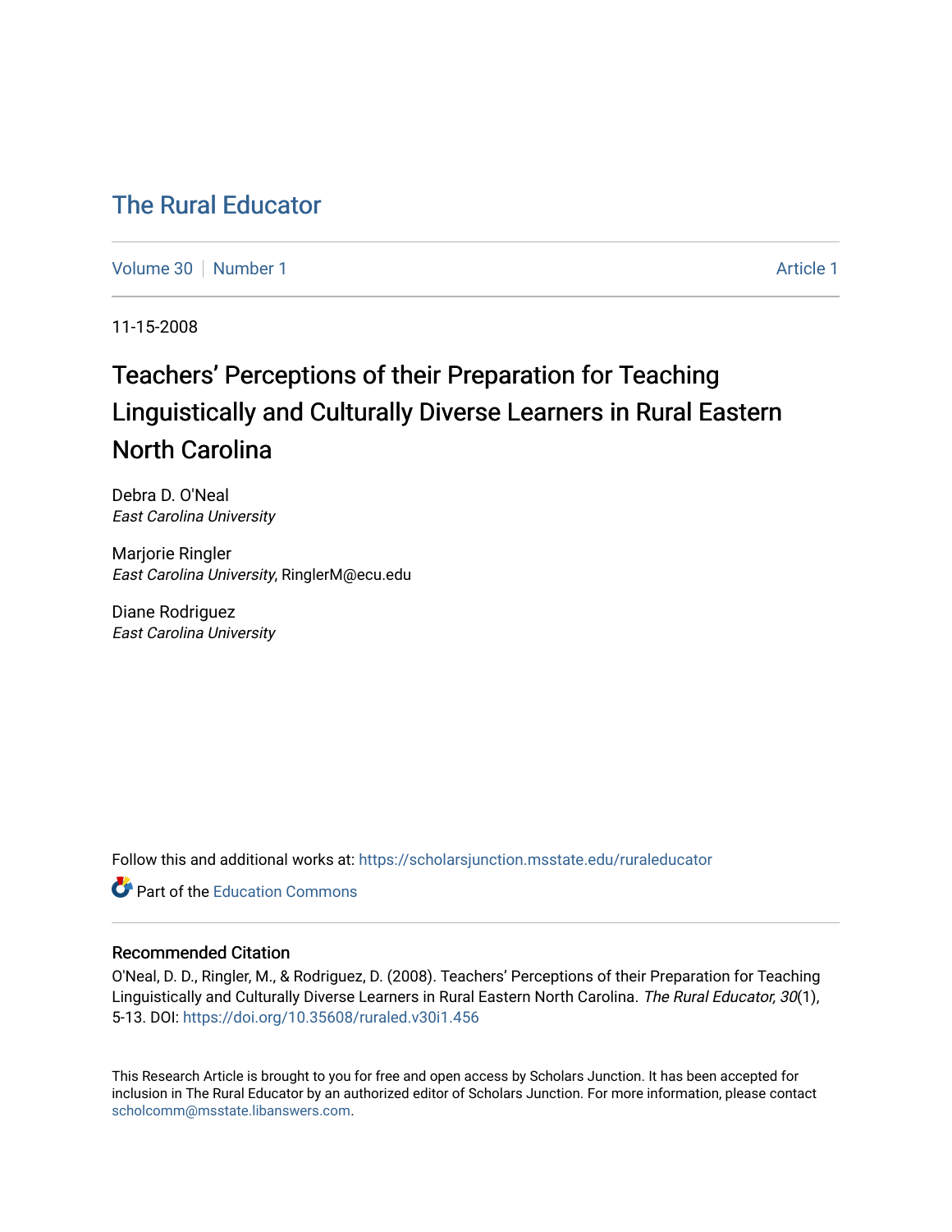# The Rural Educator

Volume 30 | Number 1 | Article 1

11-15-2008

## Teachers' Perceptions of their Preparation for Teaching Linguistically and Culturally Diverse Learners in Rural Eastern North Carolina

Debra D. O'Neal
*East Carolina University*

Marjorie Ringler
*East Carolina University*, RinglerM@ecu.edu

Diane Rodriguez
*East Carolina University*

Follow this and additional works at: https://scholarsjunction.msstate.edu/ruraleducator

Part of the Education Commons

### Recommended Citation

O'Neal, D. D., Ringler, M., & Rodriguez, D. (2008). Teachers' Perceptions of their Preparation for Teaching Linguistically and Culturally Diverse Learners in Rural Eastern North Carolina. *The Rural Educator, 30*(1), 5-13. DOI: https://doi.org/10.35608/ruraled.v30i1.456

This Research Article is brought to you for free and open access by Scholars Junction. It has been accepted for inclusion in The Rural Educator by an authorized editor of Scholars Junction. For more information, please contact scholcomm@msstate.libanswers.com.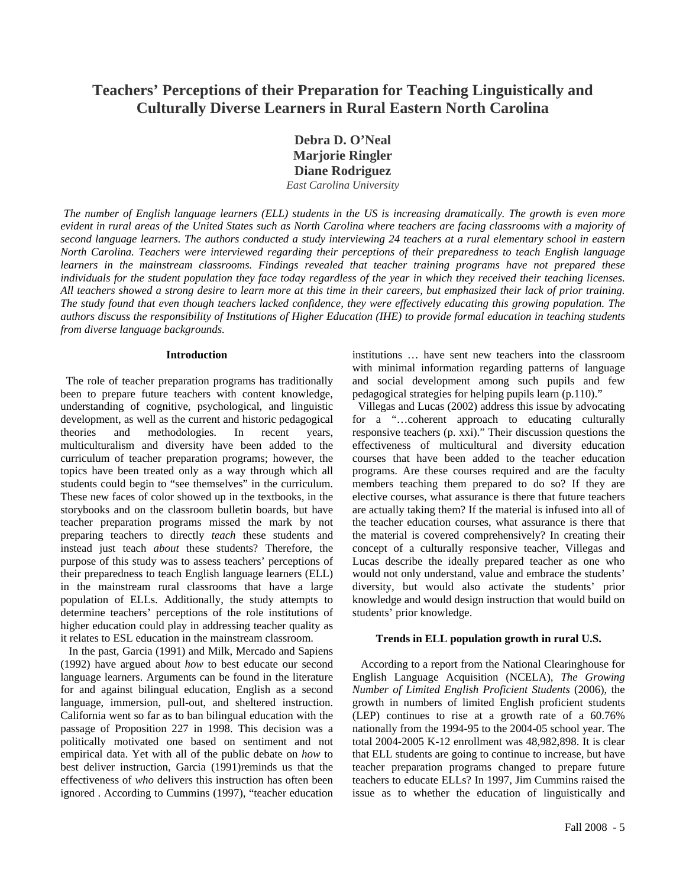# Teachers' Perceptions of their Preparation for Teaching Linguistically and Culturally Diverse Learners in Rural Eastern North Carolina

**Debra D. O'Neal**
**Marjorie Ringler**
**Diane Rodriguez**
*East Carolina University*

*The number of English language learners (ELL) students in the US is increasing dramatically. The growth is even more evident in rural areas of the United States such as North Carolina where teachers are facing classrooms with a majority of second language learners. The authors conducted a study interviewing 24 teachers at a rural elementary school in eastern North Carolina. Teachers were interviewed regarding their perceptions of their preparedness to teach English language learners in the mainstream classrooms. Findings revealed that teacher training programs have not prepared these individuals for the student population they face today regardless of the year in which they received their teaching licenses. All teachers showed a strong desire to learn more at this time in their careers, but emphasized their lack of prior training. The study found that even though teachers lacked confidence, they were effectively educating this growing population. The authors discuss the responsibility of Institutions of Higher Education (IHE) to provide formal education in teaching students from diverse language backgrounds.*

## Introduction

The role of teacher preparation programs has traditionally been to prepare future teachers with content knowledge, understanding of cognitive, psychological, and linguistic development, as well as the current and historic pedagogical theories and methodologies. In recent years, multiculturalism and diversity have been added to the curriculum of teacher preparation programs; however, the topics have been treated only as a way through which all students could begin to "see themselves" in the curriculum. These new faces of color showed up in the textbooks, in the storybooks and on the classroom bulletin boards, but have teacher preparation programs missed the mark by not preparing teachers to directly *teach* these students and instead just teach *about* these students? Therefore, the purpose of this study was to assess teachers' perceptions of their preparedness to teach English language learners (ELL) in the mainstream rural classrooms that have a large population of ELLs. Additionally, the study attempts to determine teachers' perceptions of the role institutions of higher education could play in addressing teacher quality as it relates to ESL education in the mainstream classroom.

In the past, Garcia (1991) and Milk, Mercado and Sapiens (1992) have argued about *how* to best educate our second language learners. Arguments can be found in the literature for and against bilingual education, English as a second language, immersion, pull-out, and sheltered instruction. California went so far as to ban bilingual education with the passage of Proposition 227 in 1998. This decision was a politically motivated one based on sentiment and not empirical data. Yet with all of the public debate on *how* to best deliver instruction, Garcia (1991)reminds us that the effectiveness of *who* delivers this instruction has often been ignored . According to Cummins (1997), "teacher education institutions … have sent new teachers into the classroom with minimal information regarding patterns of language and social development among such pupils and few pedagogical strategies for helping pupils learn (p.110)."

Villegas and Lucas (2002) address this issue by advocating for a "…coherent approach to educating culturally responsive teachers (p. xxi)." Their discussion questions the effectiveness of multicultural and diversity education courses that have been added to the teacher education programs. Are these courses required and are the faculty members teaching them prepared to do so? If they are elective courses, what assurance is there that future teachers are actually taking them? If the material is infused into all of the teacher education courses, what assurance is there that the material is covered comprehensively? In creating their concept of a culturally responsive teacher, Villegas and Lucas describe the ideally prepared teacher as one who would not only understand, value and embrace the students' diversity, but would also activate the students' prior knowledge and would design instruction that would build on students' prior knowledge.

## Trends in ELL population growth in rural U.S.

According to a report from the National Clearinghouse for English Language Acquisition (NCELA), *The Growing Number of Limited English Proficient Students* (2006), the growth in numbers of limited English proficient students (LEP) continues to rise at a growth rate of a 60.76% nationally from the 1994-95 to the 2004-05 school year. The total 2004-2005 K-12 enrollment was 48,982,898. It is clear that ELL students are going to continue to increase, but have teacher preparation programs changed to prepare future teachers to educate ELLs? In 1997, Jim Cummins raised the issue as to whether the education of linguistically and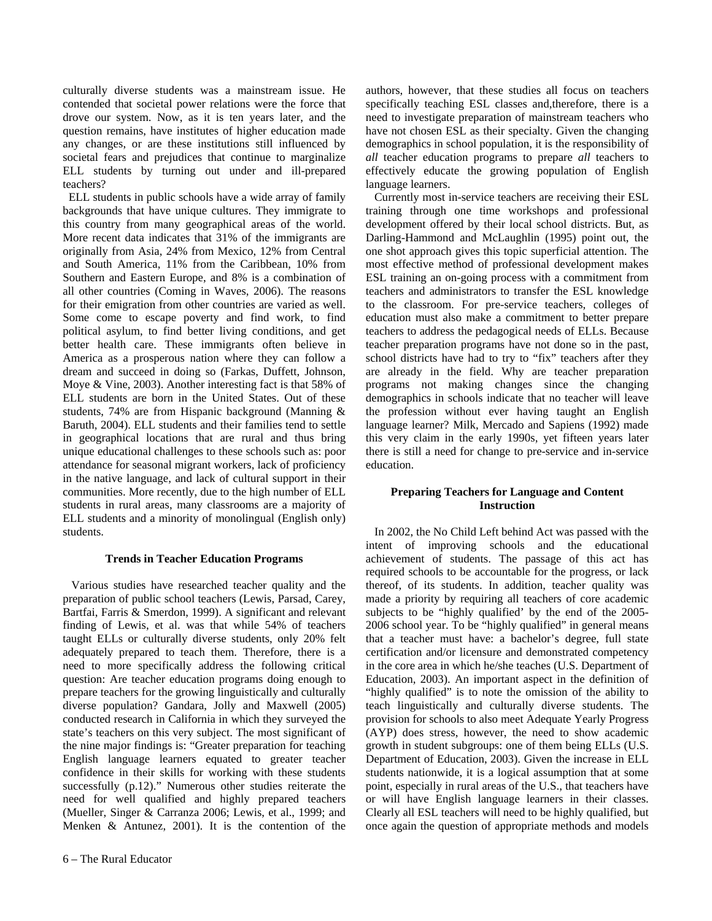culturally diverse students was a mainstream issue. He contended that societal power relations were the force that drove our system. Now, as it is ten years later, and the question remains, have institutes of higher education made any changes, or are these institutions still influenced by societal fears and prejudices that continue to marginalize ELL students by turning out under and ill-prepared teachers?

ELL students in public schools have a wide array of family backgrounds that have unique cultures. They immigrate to this country from many geographical areas of the world. More recent data indicates that 31% of the immigrants are originally from Asia, 24% from Mexico, 12% from Central and South America, 11% from the Caribbean, 10% from Southern and Eastern Europe, and 8% is a combination of all other countries (Coming in Waves, 2006). The reasons for their emigration from other countries are varied as well. Some come to escape poverty and find work, to find political asylum, to find better living conditions, and get better health care. These immigrants often believe in America as a prosperous nation where they can follow a dream and succeed in doing so (Farkas, Duffett, Johnson, Moye & Vine, 2003). Another interesting fact is that 58% of ELL students are born in the United States. Out of these students, 74% are from Hispanic background (Manning & Baruth, 2004). ELL students and their families tend to settle in geographical locations that are rural and thus bring unique educational challenges to these schools such as: poor attendance for seasonal migrant workers, lack of proficiency in the native language, and lack of cultural support in their communities. More recently, due to the high number of ELL students in rural areas, many classrooms are a majority of ELL students and a minority of monolingual (English only) students.

### Trends in Teacher Education Programs

Various studies have researched teacher quality and the preparation of public school teachers (Lewis, Parsad, Carey, Bartfai, Farris & Smerdon, 1999). A significant and relevant finding of Lewis, et al. was that while 54% of teachers taught ELLs or culturally diverse students, only 20% felt adequately prepared to teach them. Therefore, there is a need to more specifically address the following critical question: Are teacher education programs doing enough to prepare teachers for the growing linguistically and culturally diverse population? Gandara, Jolly and Maxwell (2005) conducted research in California in which they surveyed the state's teachers on this very subject. The most significant of the nine major findings is: "Greater preparation for teaching English language learners equated to greater teacher confidence in their skills for working with these students successfully (p.12)." Numerous other studies reiterate the need for well qualified and highly prepared teachers (Mueller, Singer & Carranza 2006; Lewis, et al., 1999; and Menken & Antunez, 2001). It is the contention of the authors, however, that these studies all focus on teachers specifically teaching ESL classes and,therefore, there is a need to investigate preparation of mainstream teachers who have not chosen ESL as their specialty. Given the changing demographics in school population, it is the responsibility of *all* teacher education programs to prepare *all* teachers to effectively educate the growing population of English language learners.

Currently most in-service teachers are receiving their ESL training through one time workshops and professional development offered by their local school districts. But, as Darling-Hammond and McLaughlin (1995) point out, the one shot approach gives this topic superficial attention. The most effective method of professional development makes ESL training an on-going process with a commitment from teachers and administrators to transfer the ESL knowledge to the classroom. For pre-service teachers, colleges of education must also make a commitment to better prepare teachers to address the pedagogical needs of ELLs. Because teacher preparation programs have not done so in the past, school districts have had to try to "fix" teachers after they are already in the field. Why are teacher preparation programs not making changes since the changing demographics in schools indicate that no teacher will leave the profession without ever having taught an English language learner? Milk, Mercado and Sapiens (1992) made this very claim in the early 1990s, yet fifteen years later there is still a need for change to pre-service and in-service education.

### Preparing Teachers for Language and Content Instruction

In 2002, the No Child Left behind Act was passed with the intent of improving schools and the educational achievement of students. The passage of this act has required schools to be accountable for the progress, or lack thereof, of its students. In addition, teacher quality was made a priority by requiring all teachers of core academic subjects to be "highly qualified' by the end of the 2005-2006 school year. To be "highly qualified" in general means that a teacher must have: a bachelor's degree, full state certification and/or licensure and demonstrated competency in the core area in which he/she teaches (U.S. Department of Education, 2003). An important aspect in the definition of "highly qualified" is to note the omission of the ability to teach linguistically and culturally diverse students. The provision for schools to also meet Adequate Yearly Progress (AYP) does stress, however, the need to show academic growth in student subgroups: one of them being ELLs (U.S. Department of Education, 2003). Given the increase in ELL students nationwide, it is a logical assumption that at some point, especially in rural areas of the U.S., that teachers have or will have English language learners in their classes. Clearly all ESL teachers will need to be highly qualified, but once again the question of appropriate methods and models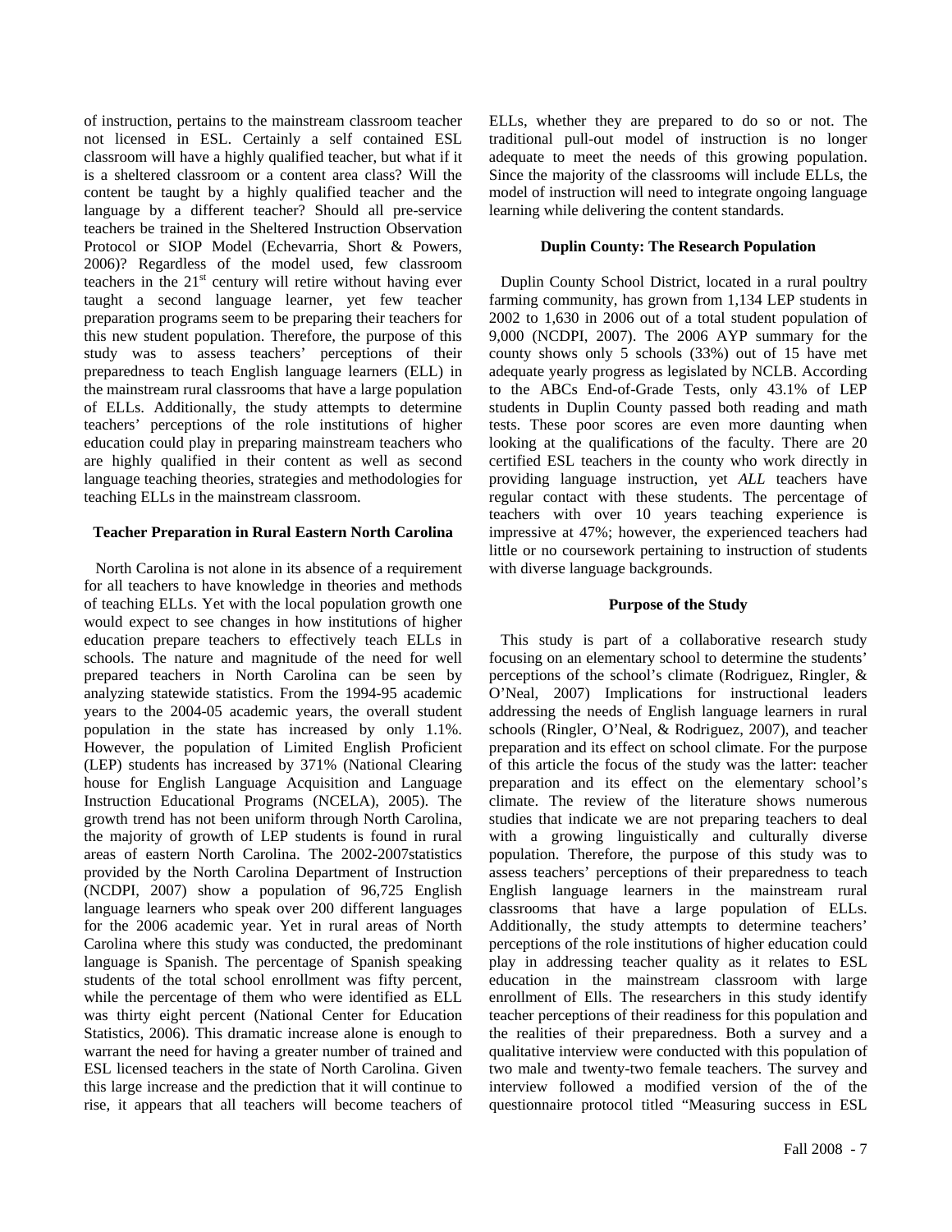of instruction, pertains to the mainstream classroom teacher not licensed in ESL. Certainly a self contained ESL classroom will have a highly qualified teacher, but what if it is a sheltered classroom or a content area class? Will the content be taught by a highly qualified teacher and the language by a different teacher? Should all pre-service teachers be trained in the Sheltered Instruction Observation Protocol or SIOP Model (Echevarria, Short & Powers, 2006)? Regardless of the model used, few classroom teachers in the 21st century will retire without having ever taught a second language learner, yet few teacher preparation programs seem to be preparing their teachers for this new student population. Therefore, the purpose of this study was to assess teachers' perceptions of their preparedness to teach English language learners (ELL) in the mainstream rural classrooms that have a large population of ELLs. Additionally, the study attempts to determine teachers' perceptions of the role institutions of higher education could play in preparing mainstream teachers who are highly qualified in their content as well as second language teaching theories, strategies and methodologies for teaching ELLs in the mainstream classroom.

### Teacher Preparation in Rural Eastern North Carolina

North Carolina is not alone in its absence of a requirement for all teachers to have knowledge in theories and methods of teaching ELLs. Yet with the local population growth one would expect to see changes in how institutions of higher education prepare teachers to effectively teach ELLs in schools. The nature and magnitude of the need for well prepared teachers in North Carolina can be seen by analyzing statewide statistics. From the 1994-95 academic years to the 2004-05 academic years, the overall student population in the state has increased by only 1.1%. However, the population of Limited English Proficient (LEP) students has increased by 371% (National Clearing house for English Language Acquisition and Language Instruction Educational Programs (NCELA), 2005). The growth trend has not been uniform through North Carolina, the majority of growth of LEP students is found in rural areas of eastern North Carolina. The 2002-2007statistics provided by the North Carolina Department of Instruction (NCDPI, 2007) show a population of 96,725 English language learners who speak over 200 different languages for the 2006 academic year. Yet in rural areas of North Carolina where this study was conducted, the predominant language is Spanish. The percentage of Spanish speaking students of the total school enrollment was fifty percent, while the percentage of them who were identified as ELL was thirty eight percent (National Center for Education Statistics, 2006). This dramatic increase alone is enough to warrant the need for having a greater number of trained and ESL licensed teachers in the state of North Carolina. Given this large increase and the prediction that it will continue to rise, it appears that all teachers will become teachers of ELLs, whether they are prepared to do so or not. The traditional pull-out model of instruction is no longer adequate to meet the needs of this growing population. Since the majority of the classrooms will include ELLs, the model of instruction will need to integrate ongoing language learning while delivering the content standards.

### Duplin County: The Research Population

Duplin County School District, located in a rural poultry farming community, has grown from 1,134 LEP students in 2002 to 1,630 in 2006 out of a total student population of 9,000 (NCDPI, 2007). The 2006 AYP summary for the county shows only 5 schools (33%) out of 15 have met adequate yearly progress as legislated by NCLB. According to the ABCs End-of-Grade Tests, only 43.1% of LEP students in Duplin County passed both reading and math tests. These poor scores are even more daunting when looking at the qualifications of the faculty. There are 20 certified ESL teachers in the county who work directly in providing language instruction, yet *ALL* teachers have regular contact with these students. The percentage of teachers with over 10 years teaching experience is impressive at 47%; however, the experienced teachers had little or no coursework pertaining to instruction of students with diverse language backgrounds.

### Purpose of the Study

This study is part of a collaborative research study focusing on an elementary school to determine the students' perceptions of the school's climate (Rodriguez, Ringler, & O'Neal, 2007) Implications for instructional leaders addressing the needs of English language learners in rural schools (Ringler, O'Neal, & Rodriguez, 2007), and teacher preparation and its effect on school climate. For the purpose of this article the focus of the study was the latter: teacher preparation and its effect on the elementary school's climate. The review of the literature shows numerous studies that indicate we are not preparing teachers to deal with a growing linguistically and culturally diverse population. Therefore, the purpose of this study was to assess teachers' perceptions of their preparedness to teach English language learners in the mainstream rural classrooms that have a large population of ELLs. Additionally, the study attempts to determine teachers' perceptions of the role institutions of higher education could play in addressing teacher quality as it relates to ESL education in the mainstream classroom with large enrollment of Ells. The researchers in this study identify teacher perceptions of their readiness for this population and the realities of their preparedness. Both a survey and a qualitative interview were conducted with this population of two male and twenty-two female teachers. The survey and interview followed a modified version of the of the questionnaire protocol titled "Measuring success in ESL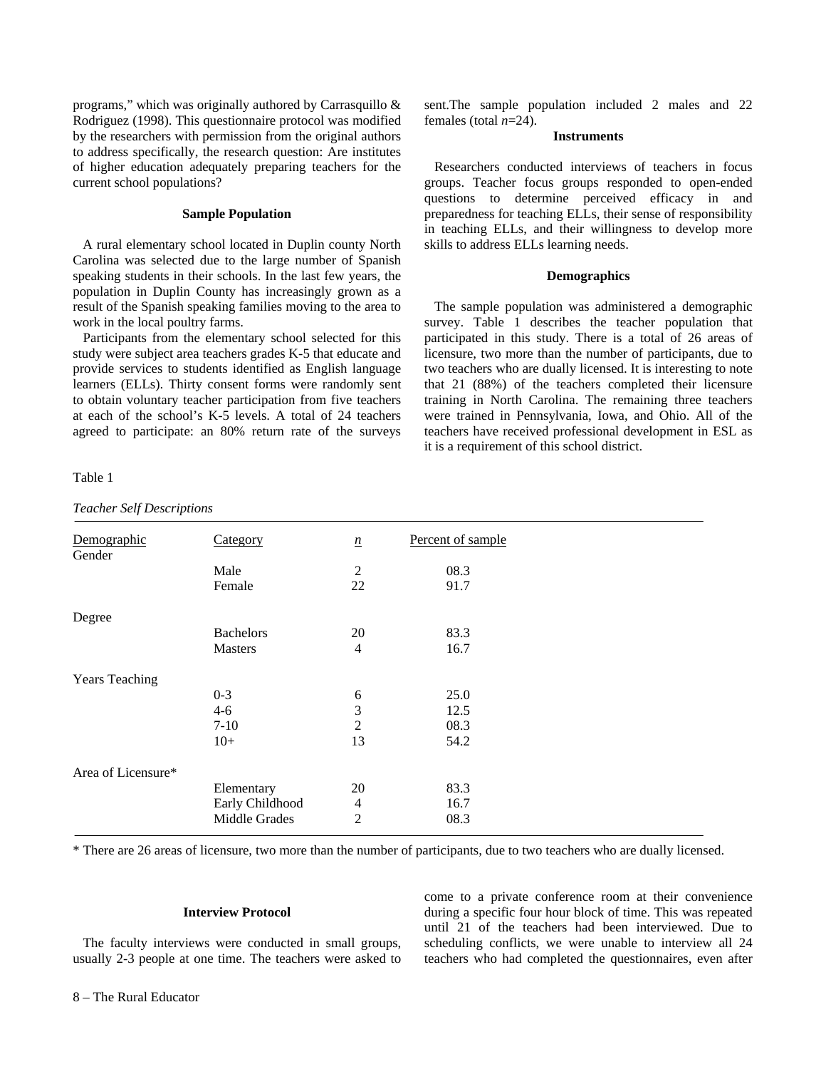programs," which was originally authored by Carrasquillo & Rodriguez (1998). This questionnaire protocol was modified by the researchers with permission from the original authors to address specifically, the research question: Are institutes of higher education adequately preparing teachers for the current school populations?

### Sample Population

A rural elementary school located in Duplin county North Carolina was selected due to the large number of Spanish speaking students in their schools. In the last few years, the population in Duplin County has increasingly grown as a result of the Spanish speaking families moving to the area to work in the local poultry farms.

Participants from the elementary school selected for this study were subject area teachers grades K-5 that educate and provide services to students identified as English language learners (ELLs). Thirty consent forms were randomly sent to obtain voluntary teacher participation from five teachers at each of the school's K-5 levels. A total of 24 teachers agreed to participate: an 80% return rate of the surveys sent.The sample population included 2 males and 22 females (total *n*=24).

### Instruments

Researchers conducted interviews of teachers in focus groups. Teacher focus groups responded to open-ended questions to determine perceived efficacy in and preparedness for teaching ELLs, their sense of responsibility in teaching ELLs, and their willingness to develop more skills to address ELLs learning needs.

### Demographics

The sample population was administered a demographic survey. Table 1 describes the teacher population that participated in this study. There is a total of 26 areas of licensure, two more than the number of participants, due to two teachers who are dually licensed. It is interesting to note that 21 (88%) of the teachers completed their licensure training in North Carolina. The remaining three teachers were trained in Pennsylvania, Iowa, and Ohio. All of the teachers have received professional development in ESL as it is a requirement of this school district.

Table 1

*Teacher Self Descriptions*

| Demographic | Category | *n* | Percent of sample |
|---|---|---|---|
| Gender | | | |
| | Male | 2 | 08.3 |
| | Female | 22 | 91.7 |
| Degree | | | |
| | Bachelors | 20 | 83.3 |
| | Masters | 4 | 16.7 |
| Years Teaching | | | |
| | 0-3 | 6 | 25.0 |
| | 4-6 | 3 | 12.5 |
| | 7-10 | 2 | 08.3 |
| | 10+ | 13 | 54.2 |
| Area of Licensure* | | | |
| | Elementary | 20 | 83.3 |
| | Early Childhood | 4 | 16.7 |
| | Middle Grades | 2 | 08.3 |

\* There are 26 areas of licensure, two more than the number of participants, due to two teachers who are dually licensed.

### Interview Protocol

The faculty interviews were conducted in small groups, usually 2-3 people at one time. The teachers were asked to come to a private conference room at their convenience during a specific four hour block of time. This was repeated until 21 of the teachers had been interviewed. Due to scheduling conflicts, we were unable to interview all 24 teachers who had completed the questionnaires, even after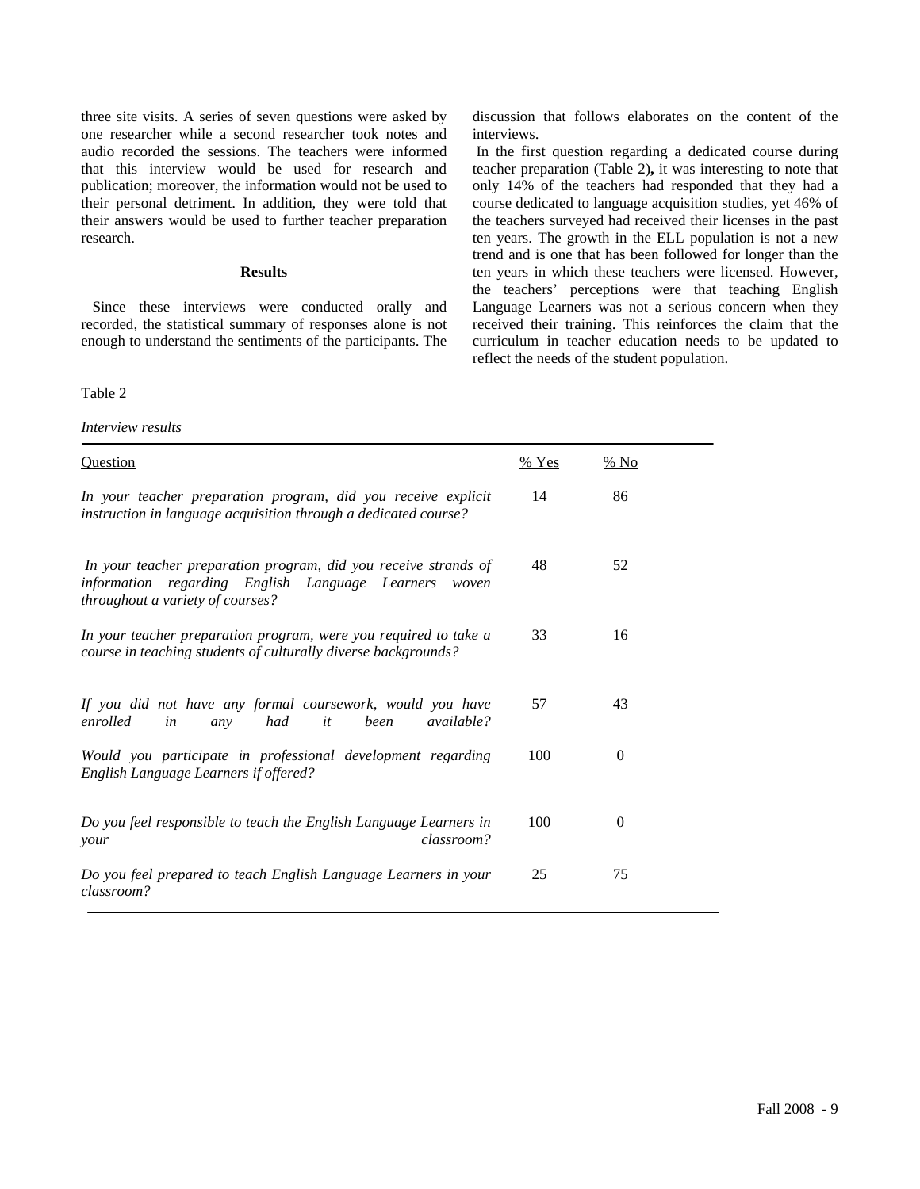three site visits. A series of seven questions were asked by one researcher while a second researcher took notes and audio recorded the sessions. The teachers were informed that this interview would be used for research and publication; moreover, the information would not be used to their personal detriment. In addition, they were told that their answers would be used to further teacher preparation research.

## Results

Since these interviews were conducted orally and recorded, the statistical summary of responses alone is not enough to understand the sentiments of the participants. The discussion that follows elaborates on the content of the interviews.

In the first question regarding a dedicated course during teacher preparation (Table 2), it was interesting to note that only 14% of the teachers had responded that they had a course dedicated to language acquisition studies, yet 46% of the teachers surveyed had received their licenses in the past ten years. The growth in the ELL population is not a new trend and is one that has been followed for longer than the ten years in which these teachers were licensed. However, the teachers' perceptions were that teaching English Language Learners was not a serious concern when they received their training. This reinforces the claim that the curriculum in teacher education needs to be updated to reflect the needs of the student population.

Table 2

*Interview results*

| Question | % Yes | % No |
|---|---|---|
| *In your teacher preparation program, did you receive explicit instruction in language acquisition through a dedicated course?* | 14 | 86 |
| *In your teacher preparation program, did you receive strands of information regarding English Language Learners woven throughout a variety of courses?* | 48 | 52 |
| *In your teacher preparation program, were you required to take a course in teaching students of culturally diverse backgrounds?* | 33 | 16 |
| *If you did not have any formal coursework, would you have enrolled in any had it been available?* | 57 | 43 |
| *Would you participate in professional development regarding English Language Learners if offered?* | 100 | 0 |
| *Do you feel responsible to teach the English Language Learners in your classroom?* | 100 | 0 |
| *Do you feel prepared to teach English Language Learners in your classroom?* | 25 | 75 |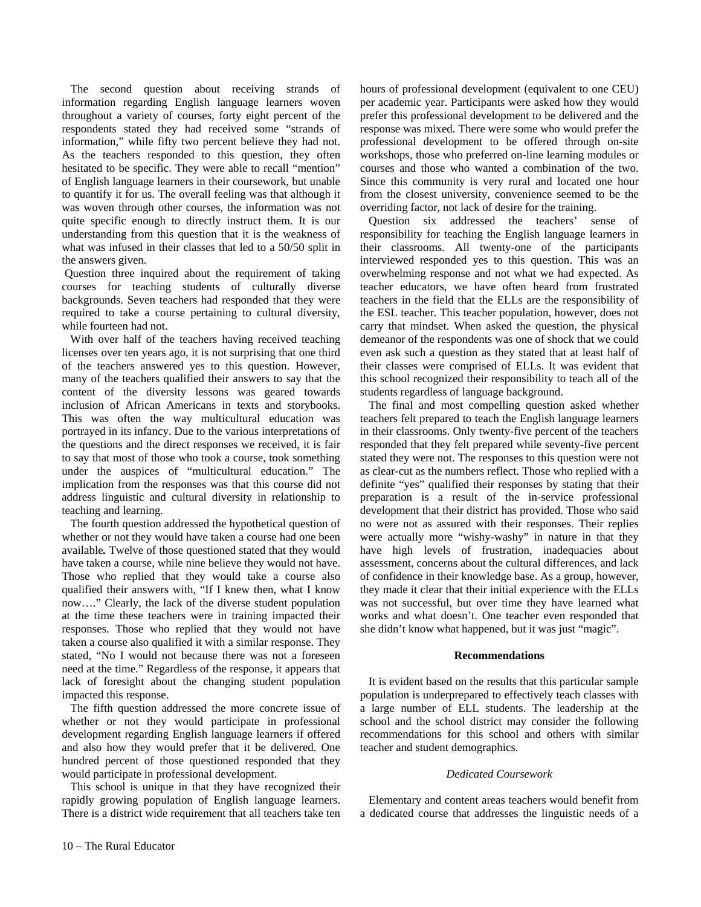The second question about receiving strands of information regarding English language learners woven throughout a variety of courses, forty eight percent of the respondents stated they had received some "strands of information," while fifty two percent believe they had not. As the teachers responded to this question, they often hesitated to be specific. They were able to recall "mention" of English language learners in their coursework, but unable to quantify it for us. The overall feeling was that although it was woven through other courses, the information was not quite specific enough to directly instruct them. It is our understanding from this question that it is the weakness of what was infused in their classes that led to a 50/50 split in the answers given.

Question three inquired about the requirement of taking courses for teaching students of culturally diverse backgrounds. Seven teachers had responded that they were required to take a course pertaining to cultural diversity, while fourteen had not.

With over half of the teachers having received teaching licenses over ten years ago, it is not surprising that one third of the teachers answered yes to this question. However, many of the teachers qualified their answers to say that the content of the diversity lessons was geared towards inclusion of African Americans in texts and storybooks. This was often the way multicultural education was portrayed in its infancy. Due to the various interpretations of the questions and the direct responses we received, it is fair to say that most of those who took a course, took something under the auspices of "multicultural education." The implication from the responses was that this course did not address linguistic and cultural diversity in relationship to teaching and learning.

The fourth question addressed the hypothetical question of whether or not they would have taken a course had one been available**.** Twelve of those questioned stated that they would have taken a course, while nine believe they would not have. Those who replied that they would take a course also qualified their answers with, "If I knew then, what I know now…." Clearly, the lack of the diverse student population at the time these teachers were in training impacted their responses. Those who replied that they would not have taken a course also qualified it with a similar response. They stated, "No I would not because there was not a foreseen need at the time." Regardless of the response, it appears that lack of foresight about the changing student population impacted this response.

The fifth question addressed the more concrete issue of whether or not they would participate in professional development regarding English language learners if offered and also how they would prefer that it be delivered. One hundred percent of those questioned responded that they would participate in professional development.

This school is unique in that they have recognized their rapidly growing population of English language learners. There is a district wide requirement that all teachers take ten hours of professional development (equivalent to one CEU) per academic year. Participants were asked how they would prefer this professional development to be delivered and the response was mixed. There were some who would prefer the professional development to be offered through on-site workshops, those who preferred on-line learning modules or courses and those who wanted a combination of the two. Since this community is very rural and located one hour from the closest university, convenience seemed to be the overriding factor, not lack of desire for the training.

Question six addressed the teachers' sense of responsibility for teaching the English language learners in their classrooms. All twenty-one of the participants interviewed responded yes to this question. This was an overwhelming response and not what we had expected. As teacher educators, we have often heard from frustrated teachers in the field that the ELLs are the responsibility of the ESL teacher. This teacher population, however, does not carry that mindset. When asked the question, the physical demeanor of the respondents was one of shock that we could even ask such a question as they stated that at least half of their classes were comprised of ELLs. It was evident that this school recognized their responsibility to teach all of the students regardless of language background.

The final and most compelling question asked whether teachers felt prepared to teach the English language learners in their classrooms. Only twenty-five percent of the teachers responded that they felt prepared while seventy-five percent stated they were not. The responses to this question were not as clear-cut as the numbers reflect. Those who replied with a definite "yes" qualified their responses by stating that their preparation is a result of the in-service professional development that their district has provided. Those who said no were not as assured with their responses. Their replies were actually more "wishy-washy" in nature in that they have high levels of frustration, inadequacies about assessment, concerns about the cultural differences, and lack of confidence in their knowledge base. As a group, however, they made it clear that their initial experience with the ELLs was not successful, but over time they have learned what works and what doesn't. One teacher even responded that she didn't know what happened, but it was just "magic".

## Recommendations

It is evident based on the results that this particular sample population is underprepared to effectively teach classes with a large number of ELL students. The leadership at the school and the school district may consider the following recommendations for this school and others with similar teacher and student demographics.

### *Dedicated Coursework*

Elementary and content areas teachers would benefit from a dedicated course that addresses the linguistic needs of a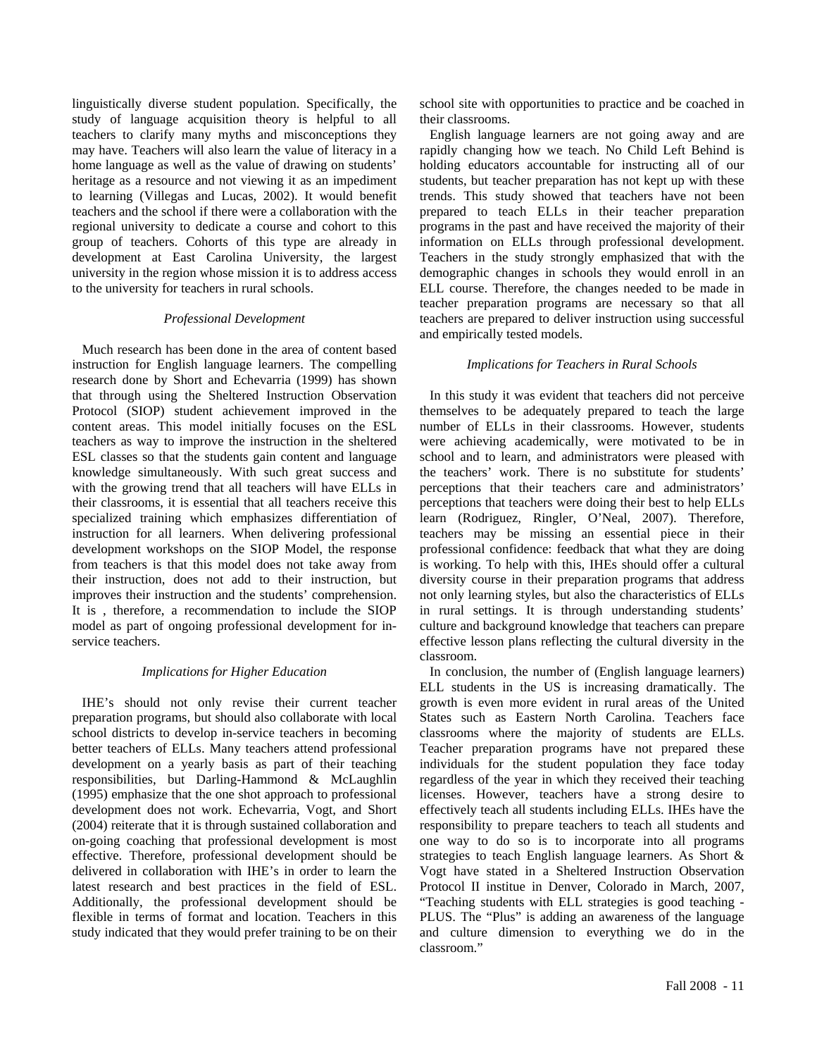linguistically diverse student population. Specifically, the study of language acquisition theory is helpful to all teachers to clarify many myths and misconceptions they may have. Teachers will also learn the value of literacy in a home language as well as the value of drawing on students' heritage as a resource and not viewing it as an impediment to learning (Villegas and Lucas, 2002). It would benefit teachers and the school if there were a collaboration with the regional university to dedicate a course and cohort to this group of teachers. Cohorts of this type are already in development at East Carolina University, the largest university in the region whose mission it is to address access to the university for teachers in rural schools.

### *Professional Development*

Much research has been done in the area of content based instruction for English language learners. The compelling research done by Short and Echevarria (1999) has shown that through using the Sheltered Instruction Observation Protocol (SIOP) student achievement improved in the content areas. This model initially focuses on the ESL teachers as way to improve the instruction in the sheltered ESL classes so that the students gain content and language knowledge simultaneously. With such great success and with the growing trend that all teachers will have ELLs in their classrooms, it is essential that all teachers receive this specialized training which emphasizes differentiation of instruction for all learners. When delivering professional development workshops on the SIOP Model, the response from teachers is that this model does not take away from their instruction, does not add to their instruction, but improves their instruction and the students' comprehension. It is , therefore, a recommendation to include the SIOP model as part of ongoing professional development for in-service teachers.

### *Implications for Higher Education*

IHE's should not only revise their current teacher preparation programs, but should also collaborate with local school districts to develop in-service teachers in becoming better teachers of ELLs. Many teachers attend professional development on a yearly basis as part of their teaching responsibilities, but Darling-Hammond & McLaughlin (1995) emphasize that the one shot approach to professional development does not work. Echevarria, Vogt, and Short (2004) reiterate that it is through sustained collaboration and on-going coaching that professional development is most effective. Therefore, professional development should be delivered in collaboration with IHE's in order to learn the latest research and best practices in the field of ESL. Additionally, the professional development should be flexible in terms of format and location. Teachers in this study indicated that they would prefer training to be on their school site with opportunities to practice and be coached in their classrooms.

English language learners are not going away and are rapidly changing how we teach. No Child Left Behind is holding educators accountable for instructing all of our students, but teacher preparation has not kept up with these trends. This study showed that teachers have not been prepared to teach ELLs in their teacher preparation programs in the past and have received the majority of their information on ELLs through professional development. Teachers in the study strongly emphasized that with the demographic changes in schools they would enroll in an ELL course. Therefore, the changes needed to be made in teacher preparation programs are necessary so that all teachers are prepared to deliver instruction using successful and empirically tested models.

### *Implications for Teachers in Rural Schools*

In this study it was evident that teachers did not perceive themselves to be adequately prepared to teach the large number of ELLs in their classrooms. However, students were achieving academically, were motivated to be in school and to learn, and administrators were pleased with the teachers' work. There is no substitute for students' perceptions that their teachers care and administrators' perceptions that teachers were doing their best to help ELLs learn (Rodriguez, Ringler, O'Neal, 2007). Therefore, teachers may be missing an essential piece in their professional confidence: feedback that what they are doing is working. To help with this, IHEs should offer a cultural diversity course in their preparation programs that address not only learning styles, but also the characteristics of ELLs in rural settings. It is through understanding students' culture and background knowledge that teachers can prepare effective lesson plans reflecting the cultural diversity in the classroom.

In conclusion, the number of (English language learners) ELL students in the US is increasing dramatically. The growth is even more evident in rural areas of the United States such as Eastern North Carolina. Teachers face classrooms where the majority of students are ELLs. Teacher preparation programs have not prepared these individuals for the student population they face today regardless of the year in which they received their teaching licenses. However, teachers have a strong desire to effectively teach all students including ELLs. IHEs have the responsibility to prepare teachers to teach all students and one way to do so is to incorporate into all programs strategies to teach English language learners. As Short & Vogt have stated in a Sheltered Instruction Observation Protocol II institue in Denver, Colorado in March, 2007, "Teaching students with ELL strategies is good teaching - PLUS. The "Plus" is adding an awareness of the language and culture dimension to everything we do in the classroom."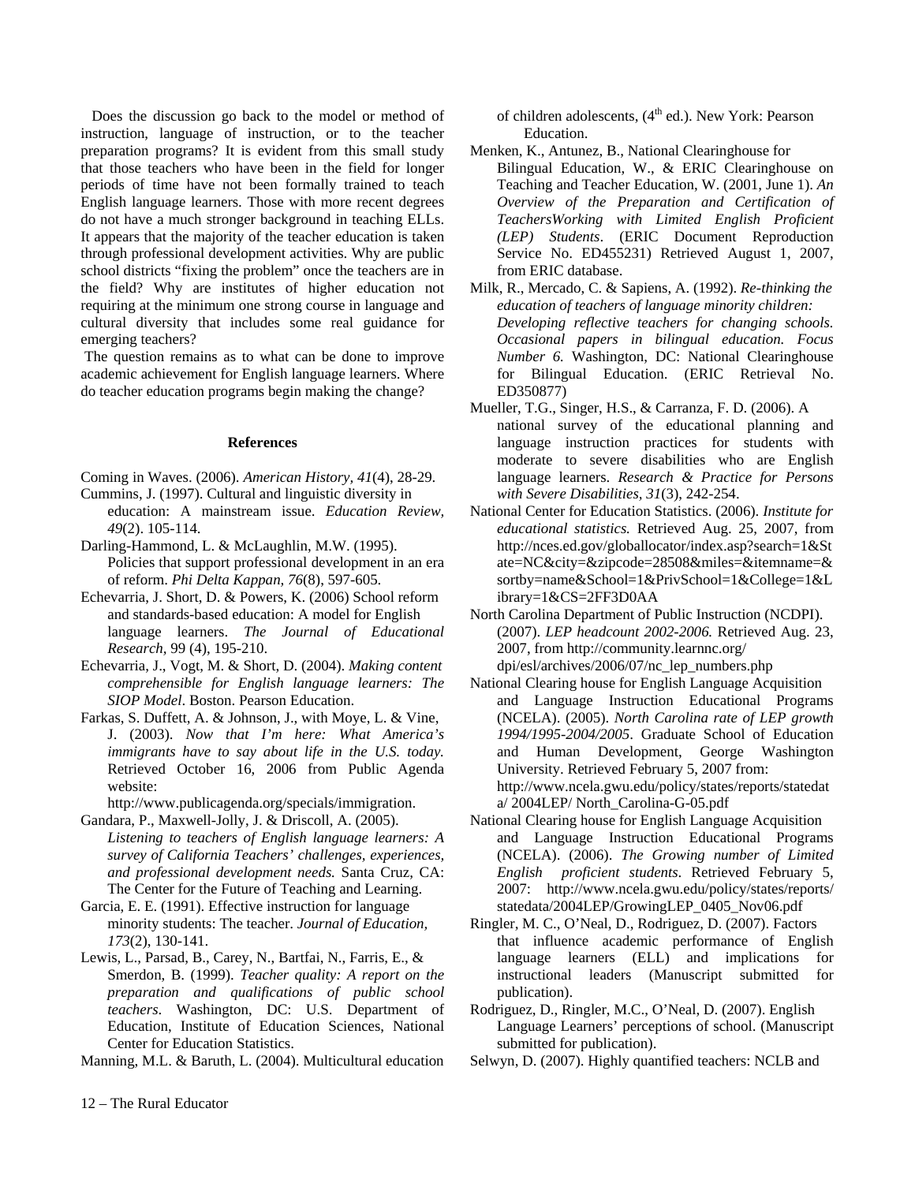Does the discussion go back to the model or method of instruction, language of instruction, or to the teacher preparation programs? It is evident from this small study that those teachers who have been in the field for longer periods of time have not been formally trained to teach English language learners. Those with more recent degrees do not have a much stronger background in teaching ELLs. It appears that the majority of the teacher education is taken through professional development activities. Why are public school districts "fixing the problem" once the teachers are in the field? Why are institutes of higher education not requiring at the minimum one strong course in language and cultural diversity that includes some real guidance for emerging teachers?

The question remains as to what can be done to improve academic achievement for English language learners. Where do teacher education programs begin making the change?

## References

Coming in Waves. (2006). *American History, 41*(4), 28-29.

Cummins, J. (1997). Cultural and linguistic diversity in education: A mainstream issue. *Education Review, 49*(2). 105-114.

Darling-Hammond, L. & McLaughlin, M.W. (1995). Policies that support professional development in an era of reform. *Phi Delta Kappan, 76*(8), 597-605.

Echevarria, J. Short, D. & Powers, K. (2006) School reform and standards-based education: A model for English language learners. *The Journal of Educational Research*, 99 (4), 195-210.

Echevarria, J., Vogt, M. & Short, D. (2004). *Making content comprehensible for English language learners: The SIOP Model*. Boston. Pearson Education.

Farkas, S. Duffett, A. & Johnson, J., with Moye, L. & Vine, J. (2003). *Now that I'm here: What America's immigrants have to say about life in the U.S. today.* Retrieved October 16, 2006 from Public Agenda website: http://www.publicagenda.org/specials/immigration.

Gandara, P., Maxwell-Jolly, J. & Driscoll, A. (2005). *Listening to teachers of English language learners: A survey of California Teachers' challenges, experiences, and professional development needs.* Santa Cruz, CA: The Center for the Future of Teaching and Learning.

Garcia, E. E. (1991). Effective instruction for language minority students: The teacher. *Journal of Education, 173*(2), 130-141.

Lewis, L., Parsad, B., Carey, N., Bartfai, N., Farris, E., & Smerdon, B. (1999). *Teacher quality: A report on the preparation and qualifications of public school teachers*. Washington, DC: U.S. Department of Education, Institute of Education Sciences, National Center for Education Statistics.

Manning, M.L. & Baruth, L. (2004). Multicultural education of children adolescents, (4th ed.). New York: Pearson Education.

Menken, K., Antunez, B., National Clearinghouse for Bilingual Education, W., & ERIC Clearinghouse on Teaching and Teacher Education, W. (2001, June 1). *An Overview of the Preparation and Certification of TeachersWorking with Limited English Proficient (LEP) Students*. (ERIC Document Reproduction Service No. ED455231) Retrieved August 1, 2007, from ERIC database.

Milk, R., Mercado, C. & Sapiens, A. (1992). *Re-thinking the education of teachers of language minority children: Developing reflective teachers for changing schools. Occasional papers in bilingual education. Focus Number 6.* Washington, DC: National Clearinghouse for Bilingual Education. (ERIC Retrieval No. ED350877)

Mueller, T.G., Singer, H.S., & Carranza, F. D. (2006). A national survey of the educational planning and language instruction practices for students with moderate to severe disabilities who are English language learners. *Research & Practice for Persons with Severe Disabilities, 31*(3), 242-254.

National Center for Education Statistics. (2006). *Institute for educational statistics.* Retrieved Aug. 25, 2007, from http://nces.ed.gov/globallocator/index.asp?search=1&State=NC&city=&zipcode=28508&miles=&itemname=&sortby=name&School=1&PrivSchool=1&College=1&Library=1&CS=2FF3D0AA

North Carolina Department of Public Instruction (NCDPI). (2007). *LEP headcount 2002-2006.* Retrieved Aug. 23, 2007, from http://community.learnnc.org/dpi/esl/archives/2006/07/nc_lep_numbers.php

National Clearing house for English Language Acquisition and Language Instruction Educational Programs (NCELA). (2005). *North Carolina rate of LEP growth 1994/1995-2004/2005*. Graduate School of Education and Human Development, George Washington University. Retrieved February 5, 2007 from: http://www.ncela.gwu.edu/policy/states/reports/statedata/ 2004LEP/ North_Carolina-G-05.pdf

National Clearing house for English Language Acquisition and Language Instruction Educational Programs (NCELA). (2006). *The Growing number of Limited English proficient students*. Retrieved February 5, 2007: http://www.ncela.gwu.edu/policy/states/reports/statedata/2004LEP/GrowingLEP_0405_Nov06.pdf

Ringler, M. C., O'Neal, D., Rodriguez, D. (2007). Factors that influence academic performance of English language learners (ELL) and implications for instructional leaders (Manuscript submitted for publication).

Rodriguez, D., Ringler, M.C., O'Neal, D. (2007). English Language Learners' perceptions of school. (Manuscript submitted for publication).

Selwyn, D. (2007). Highly quantified teachers: NCLB and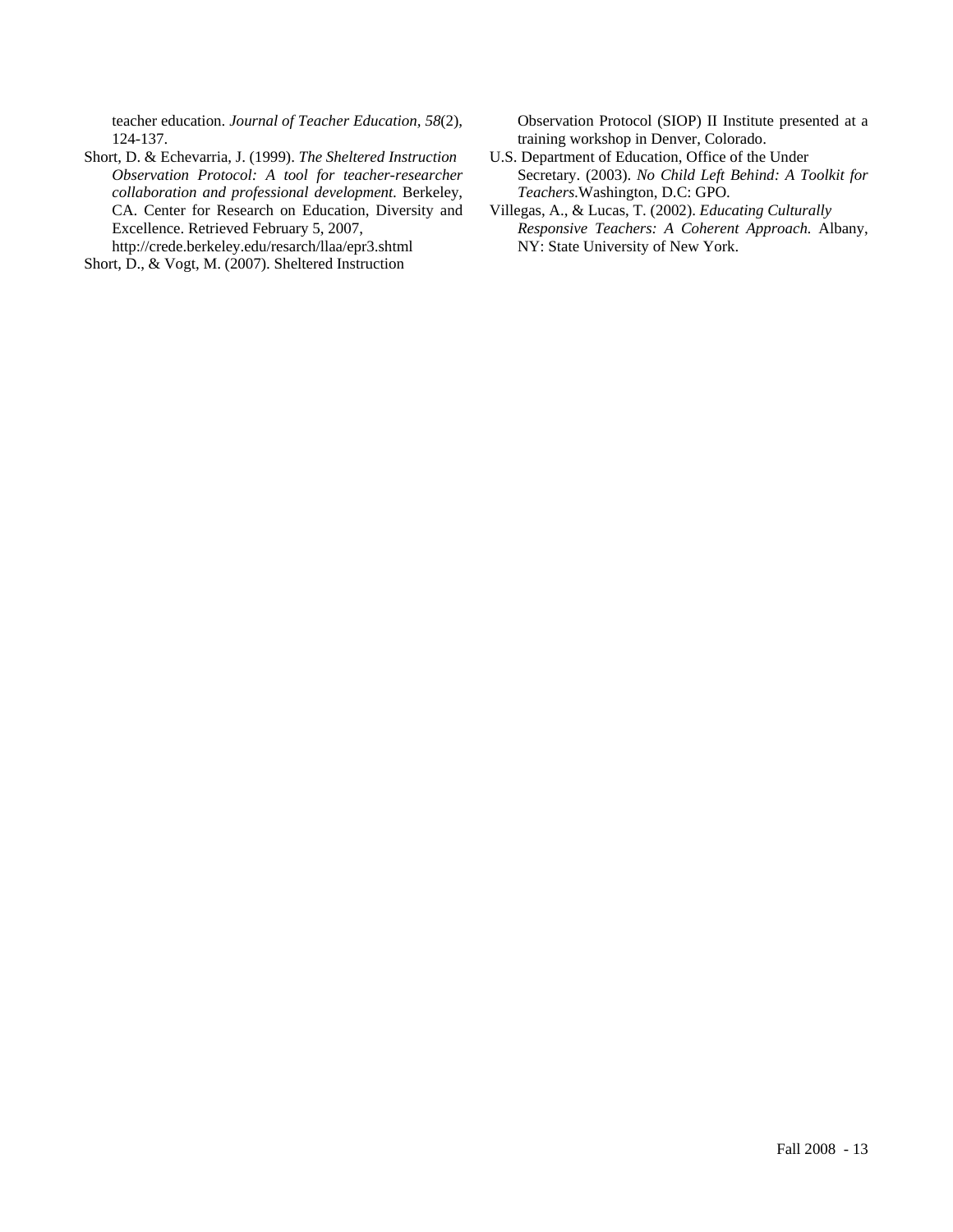teacher education. *Journal of Teacher Education, 58*(2), 124-137.

Short, D. & Echevarria, J. (1999). *The Sheltered Instruction Observation Protocol: A tool for teacher-researcher collaboration and professional development.* Berkeley, CA. Center for Research on Education, Diversity and Excellence. Retrieved February 5, 2007, http://crede.berkeley.edu/resarch/llaa/epr3.shtml

Short, D., & Vogt, M. (2007). Sheltered Instruction Observation Protocol (SIOP) II Institute presented at a training workshop in Denver, Colorado.

U.S. Department of Education, Office of the Under Secretary. (2003). *No Child Left Behind: A Toolkit for Teachers.*Washington, D.C: GPO.

Villegas, A., & Lucas, T. (2002). *Educating Culturally Responsive Teachers: A Coherent Approach.* Albany, NY: State University of New York.